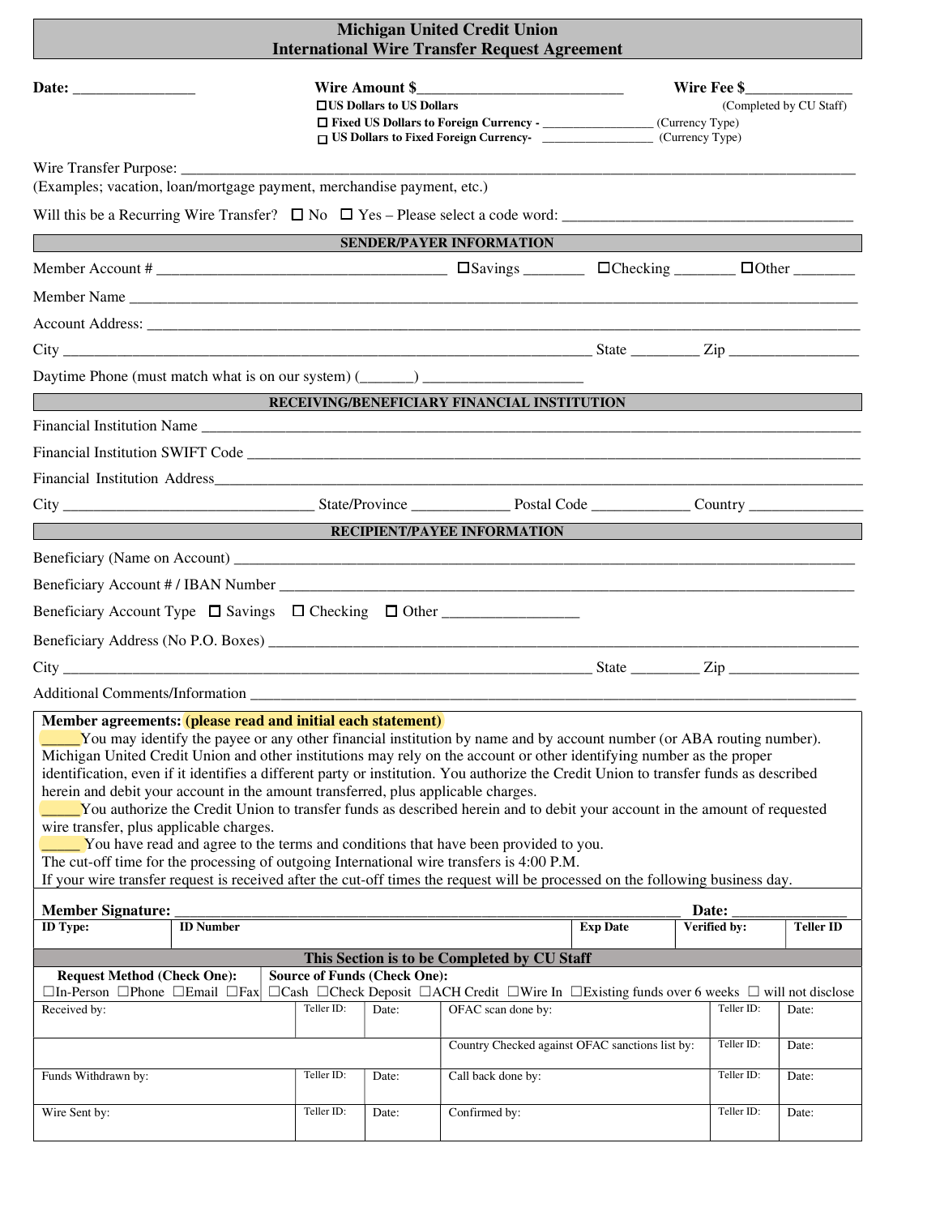# Michigan United Credit Union
## International Wire Transfer Request Agreement

**Date:** ________________ **Wire Amount $**___________________________ **Wire Fee $**______________ (Completed by CU Staff)

☐ **US Dollars to US Dollars**
☐ **Fixed US Dollars to Foreign Currency -** _________________ (Currency Type)
☐ **US Dollars to Fixed Foreign Currency-** _________________ (Currency Type)

Wire Transfer Purpose: ______________________________________________________________________________________
(Examples; vacation, loan/mortgage payment, merchandise payment, etc.)

Will this be a Recurring Wire Transfer? ☐ No ☐ Yes – Please select a code word: ______________________________________

### SENDER/PAYER INFORMATION

Member Account # ______________________________________ ☐Savings ________ ☐Checking ________ ☐Other ________

Member Name ______________________________________________________________________________________________

Account Address: ___________________________________________________________________________________________

City ______________________________________________________________________ State _________ Zip _________________

Daytime Phone (must match what is on our system) (_______) _____________________

### RECEIVING/BENEFICIARY FINANCIAL INSTITUTION

Financial Institution Name _________________________________________________________________________________

Financial Institution SWIFT Code ___________________________________________________________________________

Financial Institution Address_______________________________________________________________________________

City _________________________________ State/Province _____________ Postal Code _____________ Country _______________

### RECIPIENT/PAYEE INFORMATION

Beneficiary (Name on Account) ______________________________________________________________________________

Beneficiary Account # / IBAN Number _________________________________________________________________________

Beneficiary Account Type ☐ Savings ☐ Checking ☐ Other _________________

Beneficiary Address (No P.O. Boxes) _________________________________________________________________________

City ______________________________________________________________________ State _________ Zip _________________

Additional Comments/Information ____________________________________________________________________________

**Member agreements: (please read and initial each statement)**

_____You may identify the payee or any other financial institution by name and by account number (or ABA routing number). Michigan United Credit Union and other institutions may rely on the account or other identifying number as the proper identification, even if it identifies a different party or institution. You authorize the Credit Union to transfer funds as described herein and debit your account in the amount transferred, plus applicable charges.

_____You authorize the Credit Union to transfer funds as described herein and to debit your account in the amount of requested wire transfer, plus applicable charges.

_____ You have read and agree to the terms and conditions that have been provided to you.

The cut-off time for the processing of outgoing International wire transfers is 4:00 P.M.

If your wire transfer request is received after the cut-off times the request will be processed on the following business day.

**Member Signature:** ______________________________________________________________ **Date:** _______________

| ID Type: | ID Number | Exp Date | Verified by: | Teller ID |
|---|---|---|---|---|
| | | | | |

### This Section is to be Completed by CU Staff

**Request Method (Check One):** ☐In-Person ☐Phone ☐Email ☐Fax

**Source of Funds (Check One):** ☐Cash ☐Check Deposit ☐ACH Credit ☐Wire In ☐Existing funds over 6 weeks ☐ will not disclose

| | Teller ID: | Date: | | Teller ID: | Date: |
|---|---|---|---|---|---|
| Received by: | | | OFAC scan done by: | | |
| | | | Country Checked against OFAC sanctions list by: | | |
| Funds Withdrawn by: | | | Call back done by: | | |
| Wire Sent by: | | | Confirmed by: | | |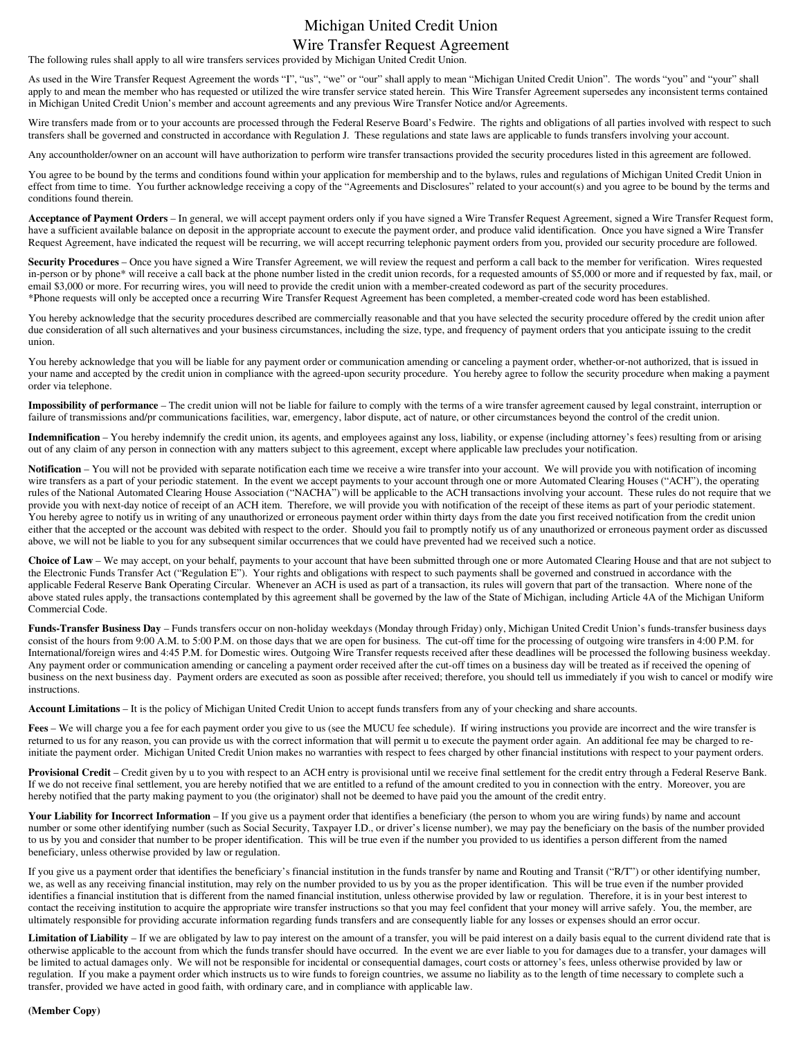# Michigan United Credit Union

## Wire Transfer Request Agreement

The following rules shall apply to all wire transfers services provided by Michigan United Credit Union.

As used in the Wire Transfer Request Agreement the words "I", "us", "we" or "our" shall apply to mean "Michigan United Credit Union". The words "you" and "your" shall apply to and mean the member who has requested or utilized the wire transfer service stated herein. This Wire Transfer Agreement supersedes any inconsistent terms contained in Michigan United Credit Union's member and account agreements and any previous Wire Transfer Notice and/or Agreements.

Wire transfers made from or to your accounts are processed through the Federal Reserve Board's Fedwire. The rights and obligations of all parties involved with respect to such transfers shall be governed and constructed in accordance with Regulation J. These regulations and state laws are applicable to funds transfers involving your account.

Any accountholder/owner on an account will have authorization to perform wire transfer transactions provided the security procedures listed in this agreement are followed.

You agree to be bound by the terms and conditions found within your application for membership and to the bylaws, rules and regulations of Michigan United Credit Union in effect from time to time. You further acknowledge receiving a copy of the "Agreements and Disclosures" related to your account(s) and you agree to be bound by the terms and conditions found therein.

**Acceptance of Payment Orders** – In general, we will accept payment orders only if you have signed a Wire Transfer Request Agreement, signed a Wire Transfer Request form, have a sufficient available balance on deposit in the appropriate account to execute the payment order, and produce valid identification. Once you have signed a Wire Transfer Request Agreement, have indicated the request will be recurring, we will accept recurring telephonic payment orders from you, provided our security procedure are followed.

**Security Procedures** – Once you have signed a Wire Transfer Agreement, we will review the request and perform a call back to the member for verification. Wires requested in-person or by phone* will receive a call back at the phone number listed in the credit union records, for a requested amounts of $5,000 or more and if requested by fax, mail, or email $3,000 or more. For recurring wires, you will need to provide the credit union with a member-created codeword as part of the security procedures.
*Phone requests will only be accepted once a recurring Wire Transfer Request Agreement has been completed, a member-created code word has been established.

You hereby acknowledge that the security procedures described are commercially reasonable and that you have selected the security procedure offered by the credit union after due consideration of all such alternatives and your business circumstances, including the size, type, and frequency of payment orders that you anticipate issuing to the credit union.

You hereby acknowledge that you will be liable for any payment order or communication amending or canceling a payment order, whether-or-not authorized, that is issued in your name and accepted by the credit union in compliance with the agreed-upon security procedure. You hereby agree to follow the security procedure when making a payment order via telephone.

**Impossibility of performance** – The credit union will not be liable for failure to comply with the terms of a wire transfer agreement caused by legal constraint, interruption or failure of transmissions and/pr communications facilities, war, emergency, labor dispute, act of nature, or other circumstances beyond the control of the credit union.

**Indemnification** – You hereby indemnify the credit union, its agents, and employees against any loss, liability, or expense (including attorney's fees) resulting from or arising out of any claim of any person in connection with any matters subject to this agreement, except where applicable law precludes your indemnification.

**Notification** – You will not be provided with separate notification each time we receive a wire transfer into your account. We will provide you with notification of incoming wire transfers as a part of your periodic statement. In the event we accept payments to your account through one or more Automated Clearing Houses ("ACH"), the operating rules of the National Automated Clearing House Association ("NACHA") will be applicable to the ACH transactions involving your account. These rules do not require that we provide you with next-day notice of receipt of an ACH item. Therefore, we will provide you with notification of the receipt of these items as part of your periodic statement. You hereby agree to notify us in writing of any unauthorized or erroneous payment order within thirty days from the date you first received notification from the credit union either that the accepted or the account was debited with respect to the order. Should you fail to promptly notify us of any unauthorized or erroneous payment order as discussed above, we will not be liable to you for any subsequent similar occurrences that we could have prevented had we received such a notice.

**Choice of Law** – We may accept, on your behalf, payments to your account that have been submitted through one or more Automated Clearing House and that are not subject to the Electronic Funds Transfer Act ("Regulation E"). Your rights and obligations with respect to such payments shall be governed and construed in accordance with the applicable Federal Reserve Bank Operating Circular. Whenever an ACH is used as part of a transaction, its rules will govern that part of the transaction. Where none of the above stated rules apply, the transactions contemplated by this agreement shall be governed by the law of the State of Michigan, including Article 4A of the Michigan Uniform Commercial Code.

**Funds-Transfer Business Day** – Funds transfers occur on non-holiday weekdays (Monday through Friday) only, Michigan United Credit Union's funds-transfer business days consist of the hours from 9:00 A.M. to 5:00 P.M. on those days that we are open for business. The cut-off time for the processing of outgoing wire transfers in 4:00 P.M. for International/foreign wires and 4:45 P.M. for Domestic wires. Outgoing Wire Transfer requests received after these deadlines will be processed the following business weekday. Any payment order or communication amending or canceling a payment order received after the cut-off times on a business day will be treated as if received the opening of business on the next business day. Payment orders are executed as soon as possible after received; therefore, you should tell us immediately if you wish to cancel or modify wire instructions.

**Account Limitations** – It is the policy of Michigan United Credit Union to accept funds transfers from any of your checking and share accounts.

**Fees** – We will charge you a fee for each payment order you give to us (see the MUCU fee schedule). If wiring instructions you provide are incorrect and the wire transfer is returned to us for any reason, you can provide us with the correct information that will permit u to execute the payment order again. An additional fee may be charged to re-initiate the payment order. Michigan United Credit Union makes no warranties with respect to fees charged by other financial institutions with respect to your payment orders.

**Provisional Credit** – Credit given by u to you with respect to an ACH entry is provisional until we receive final settlement for the credit entry through a Federal Reserve Bank. If we do not receive final settlement, you are hereby notified that we are entitled to a refund of the amount credited to you in connection with the entry. Moreover, you are hereby notified that the party making payment to you (the originator) shall not be deemed to have paid you the amount of the credit entry.

**Your Liability for Incorrect Information** – If you give us a payment order that identifies a beneficiary (the person to whom you are wiring funds) by name and account number or some other identifying number (such as Social Security, Taxpayer I.D., or driver's license number), we may pay the beneficiary on the basis of the number provided to us by you and consider that number to be proper identification. This will be true even if the number you provided to us identifies a person different from the named beneficiary, unless otherwise provided by law or regulation.

If you give us a payment order that identifies the beneficiary's financial institution in the funds transfer by name and Routing and Transit ("R/T") or other identifying number, we, as well as any receiving financial institution, may rely on the number provided to us by you as the proper identification. This will be true even if the number provided identifies a financial institution that is different from the named financial institution, unless otherwise provided by law or regulation. Therefore, it is in your best interest to contact the receiving institution to acquire the appropriate wire transfer instructions so that you may feel confident that your money will arrive safely. You, the member, are ultimately responsible for providing accurate information regarding funds transfers and are consequently liable for any losses or expenses should an error occur.

**Limitation of Liability** – If we are obligated by law to pay interest on the amount of a transfer, you will be paid interest on a daily basis equal to the current dividend rate that is otherwise applicable to the account from which the funds transfer should have occurred. In the event we are ever liable to you for damages due to a transfer, your damages will be limited to actual damages only. We will not be responsible for incidental or consequential damages, court costs or attorney's fees, unless otherwise provided by law or regulation. If you make a payment order which instructs us to wire funds to foreign countries, we assume no liability as to the length of time necessary to complete such a transfer, provided we have acted in good faith, with ordinary care, and in compliance with applicable law.

**(Member Copy)**